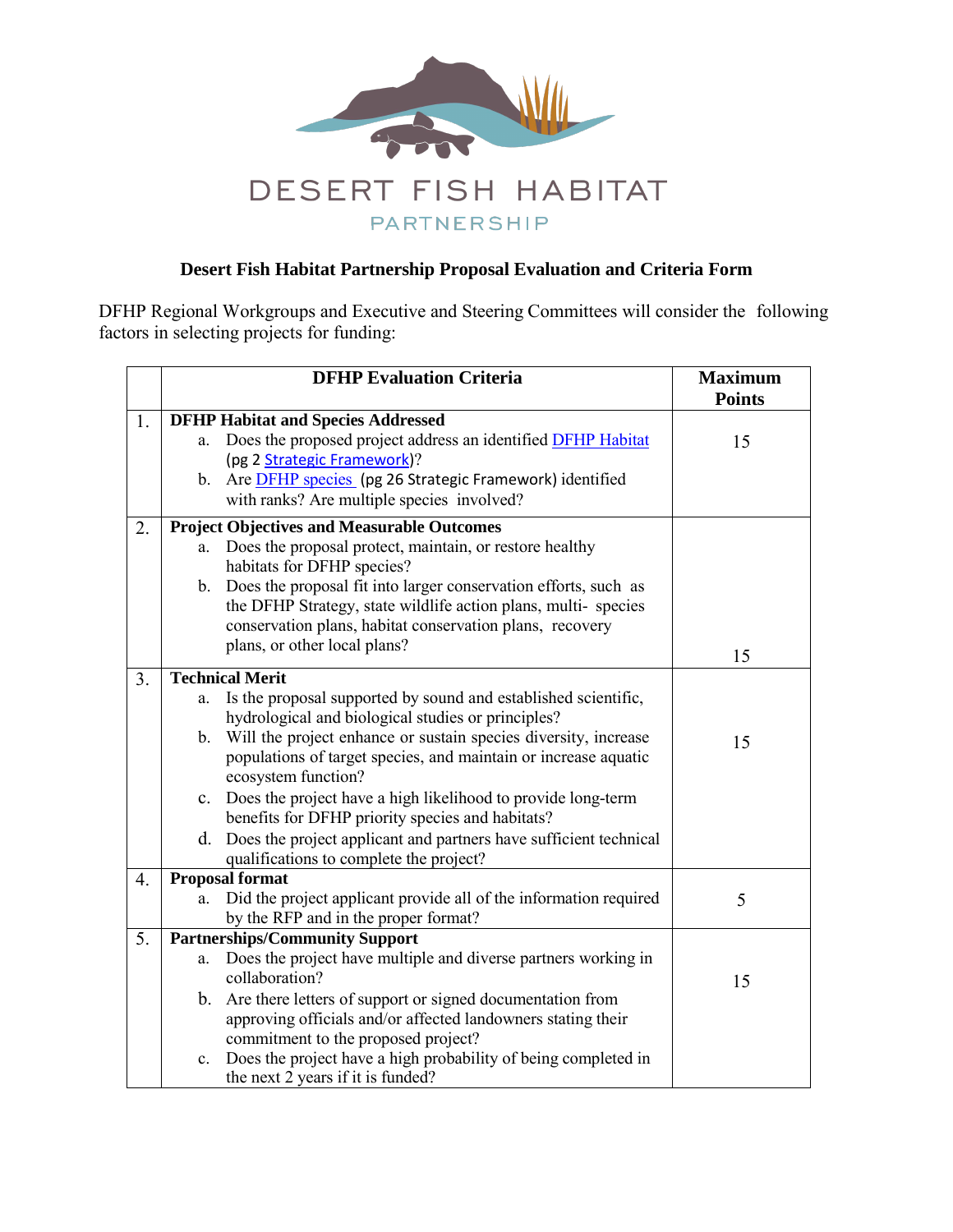# DESERT FISH HABITAT PARTNERSHIP

## Desert Fish Habitat Partnership Proposal Evaluation and Criteria Form

DFHP Regional Workgroups and Executive and Steering Committees will consider the following factors in selecting projects for funding:

| | DFHP Evaluation Criteria | Maximum Points |
|---|---|---|
| 1. | **DFHP Habitat and Species Addressed**<br>a. Does the proposed project address an identified DFHP Habitat (pg 2 Strategic Framework)?<br>b. Are DFHP species (pg 26 Strategic Framework) identified with ranks? Are multiple species involved? | 15 |
| 2. | **Project Objectives and Measurable Outcomes**<br>a. Does the proposal protect, maintain, or restore healthy habitats for DFHP species?<br>b. Does the proposal fit into larger conservation efforts, such as the DFHP Strategy, state wildlife action plans, multi- species conservation plans, habitat conservation plans, recovery plans, or other local plans? | 15 |
| 3. | **Technical Merit**<br>a. Is the proposal supported by sound and established scientific, hydrological and biological studies or principles?<br>b. Will the project enhance or sustain species diversity, increase populations of target species, and maintain or increase aquatic ecosystem function?<br>c. Does the project have a high likelihood to provide long-term benefits for DFHP priority species and habitats?<br>d. Does the project applicant and partners have sufficient technical qualifications to complete the project? | 15 |
| 4. | **Proposal format**<br>a. Did the project applicant provide all of the information required by the RFP and in the proper format? | 5 |
| 5. | **Partnerships/Community Support**<br>a. Does the project have multiple and diverse partners working in collaboration?<br>b. Are there letters of support or signed documentation from approving officials and/or affected landowners stating their commitment to the proposed project?<br>c. Does the project have a high probability of being completed in the next 2 years if it is funded? | 15 |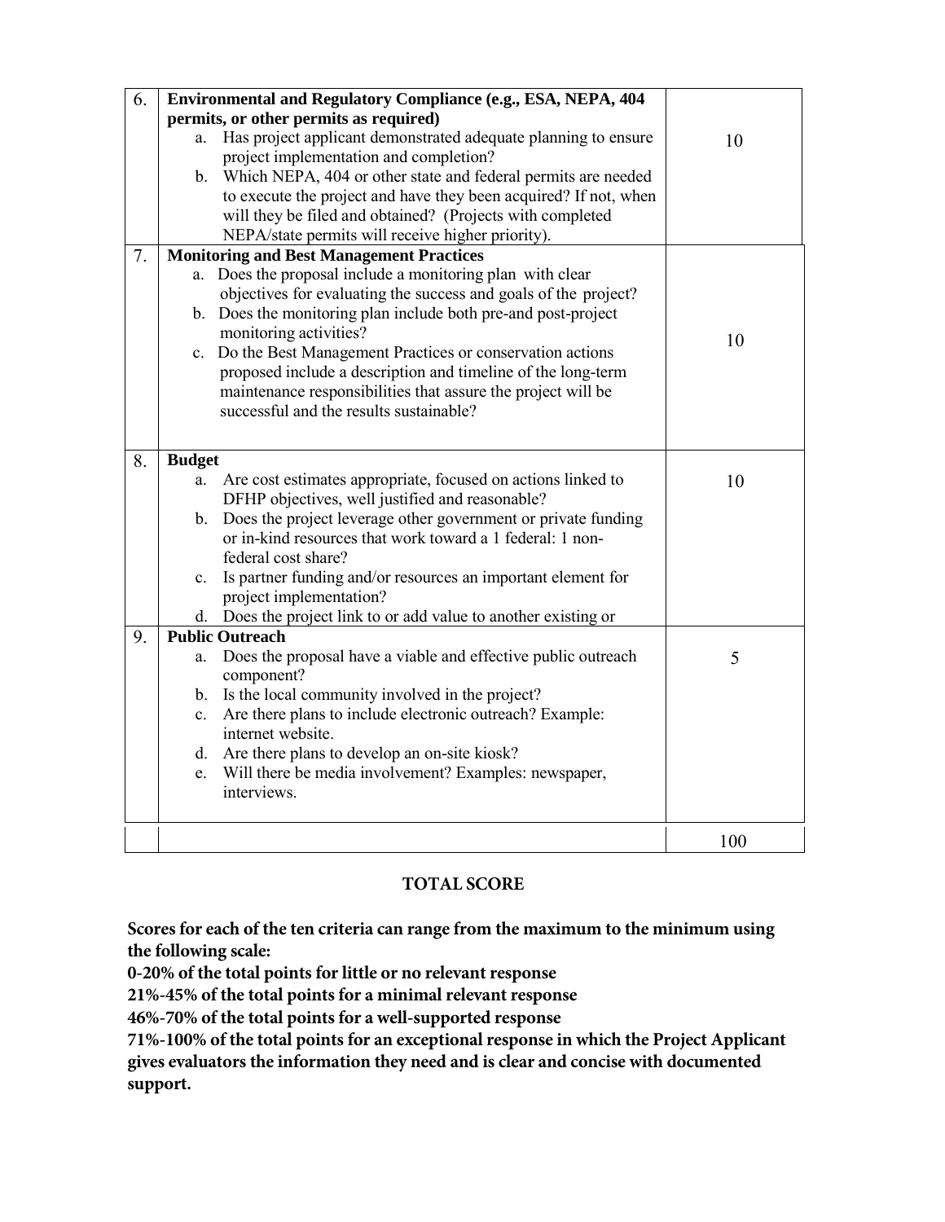| | | |
|---|---|---|
| 6. | **Environmental and Regulatory Compliance (e.g., ESA, NEPA, 404 permits, or other permits as required)**<br>a. Has project applicant demonstrated adequate planning to ensure project implementation and completion?<br>b. Which NEPA, 404 or other state and federal permits are needed to execute the project and have they been acquired? If not, when will they be filed and obtained? (Projects with completed NEPA/state permits will receive higher priority). | 10 |
| 7. | **Monitoring and Best Management Practices**<br>a. Does the proposal include a monitoring plan with clear objectives for evaluating the success and goals of the project?<br>b. Does the monitoring plan include both pre-and post-project monitoring activities?<br>c. Do the Best Management Practices or conservation actions proposed include a description and timeline of the long-term maintenance responsibilities that assure the project will be successful and the results sustainable? | 10 |
| 8. | **Budget**<br>a. Are cost estimates appropriate, focused on actions linked to DFHP objectives, well justified and reasonable?<br>b. Does the project leverage other government or private funding or in-kind resources that work toward a 1 federal: 1 non-federal cost share?<br>c. Is partner funding and/or resources an important element for project implementation?<br>d. Does the project link to or add value to another existing or | 10 |
| 9. | **Public Outreach**<br>a. Does the proposal have a viable and effective public outreach component?<br>b. Is the local community involved in the project?<br>c. Are there plans to include electronic outreach? Example: internet website.<br>d. Are there plans to develop an on-site kiosk?<br>e. Will there be media involvement? Examples: newspaper, interviews. | 5 |
| | | 100 |

**TOTAL SCORE**

**Scores for each of the ten criteria can range from the maximum to the minimum using the following scale:**

**0-20% of the total points for little or no relevant response**

**21%-45% of the total points for a minimal relevant response**

**46%-70% of the total points for a well-supported response**

**71%-100% of the total points for an exceptional response in which the Project Applicant gives evaluators the information they need and is clear and concise with documented support.**